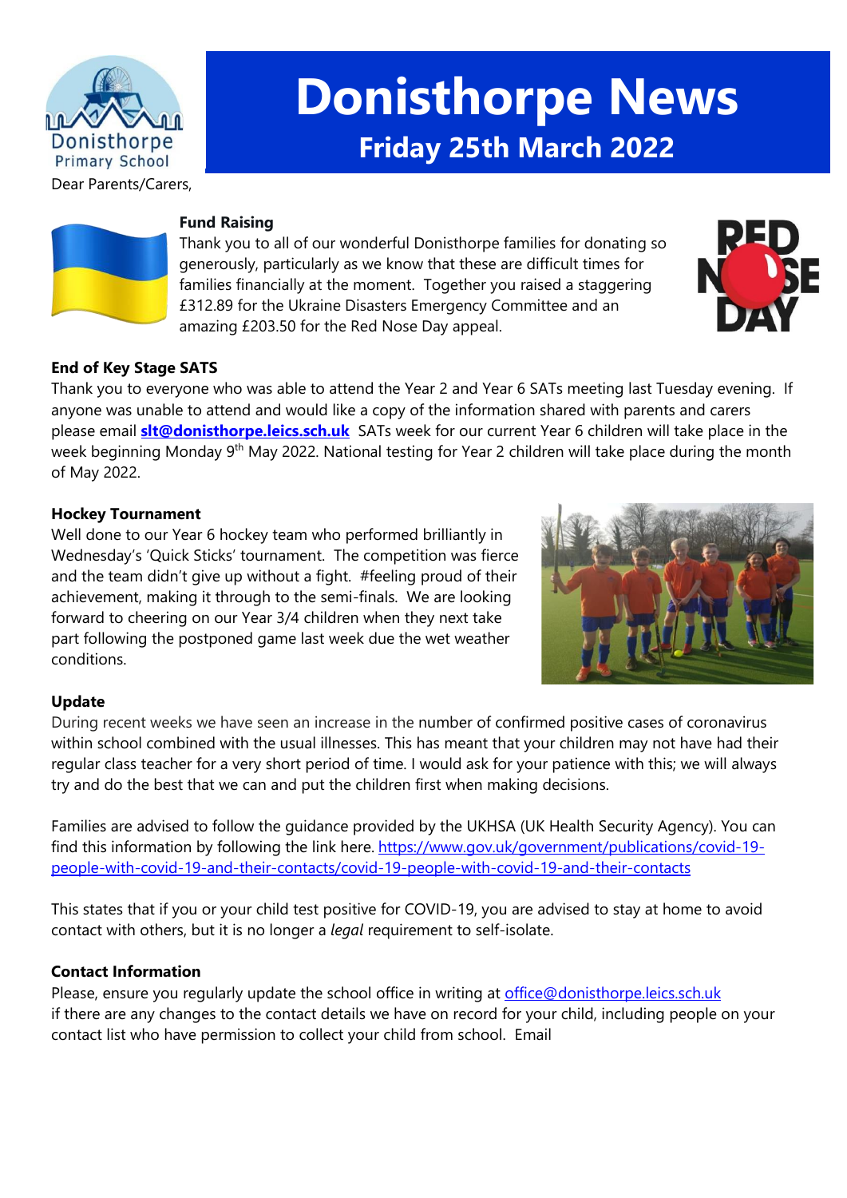# Donisthorpe News

## Friday 25th March 2022

Dear Parents/Carers,

**Fund Raising**

Thank you to all of our wonderful Donisthorpe families for donating so generously, particularly as we know that these are difficult times for families financially at the moment. Together you raised a staggering £312.89 for the Ukraine Disasters Emergency Committee and an amazing £203.50 for the Red Nose Day appeal.

**End of Key Stage SATS**

Thank you to everyone who was able to attend the Year 2 and Year 6 SATs meeting last Tuesday evening. If anyone was unable to attend and would like a copy of the information shared with parents and carers please email **slt@donisthorpe.leics.sch.uk** SATs week for our current Year 6 children will take place in the week beginning Monday 9th May 2022. National testing for Year 2 children will take place during the month of May 2022.

**Hockey Tournament**

Well done to our Year 6 hockey team who performed brilliantly in Wednesday's 'Quick Sticks' tournament. The competition was fierce and the team didn't give up without a fight. #feeling proud of their achievement, making it through to the semi-finals. We are looking forward to cheering on our Year 3/4 children when they next take part following the postponed game last week due the wet weather conditions.

**Update**

During recent weeks we have seen an increase in the number of confirmed positive cases of coronavirus within school combined with the usual illnesses. This has meant that your children may not have had their regular class teacher for a very short period of time. I would ask for your patience with this; we will always try and do the best that we can and put the children first when making decisions.

Families are advised to follow the guidance provided by the UKHSA (UK Health Security Agency). You can find this information by following the link here. https://www.gov.uk/government/publications/covid-19-people-with-covid-19-and-their-contacts/covid-19-people-with-covid-19-and-their-contacts

This states that if you or your child test positive for COVID-19, you are advised to stay at home to avoid contact with others, but it is no longer a *legal* requirement to self-isolate.

**Contact Information**

Please, ensure you regularly update the school office in writing at office@donisthorpe.leics.sch.uk if there are any changes to the contact details we have on record for your child, including people on your contact list who have permission to collect your child from school. Email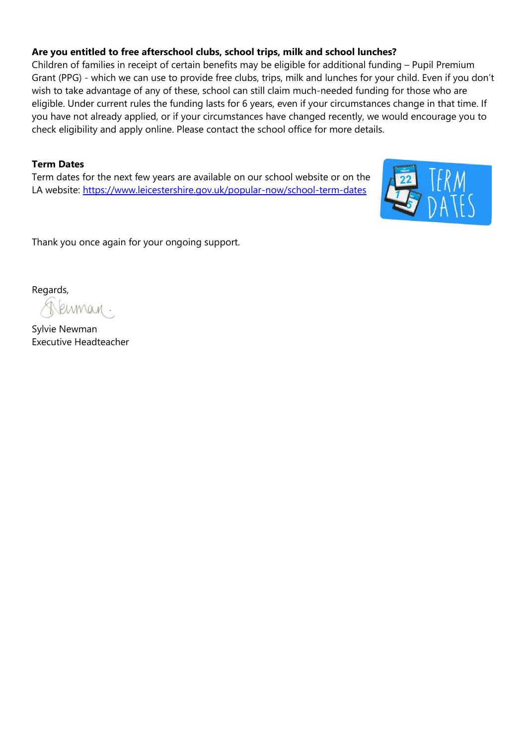**Are you entitled to free afterschool clubs, school trips, milk and school lunches?**
Children of families in receipt of certain benefits may be eligible for additional funding – Pupil Premium Grant (PPG) - which we can use to provide free clubs, trips, milk and lunches for your child. Even if you don't wish to take advantage of any of these, school can still claim much-needed funding for those who are eligible. Under current rules the funding lasts for 6 years, even if your circumstances change in that time. If you have not already applied, or if your circumstances have changed recently, we would encourage you to check eligibility and apply online. Please contact the school office for more details.

**Term Dates**
Term dates for the next few years are available on our school website or on the LA website: https://www.leicestershire.gov.uk/popular-now/school-term-dates

Thank you once again for your ongoing support.

Regards,

Sylvie Newman
Executive Headteacher